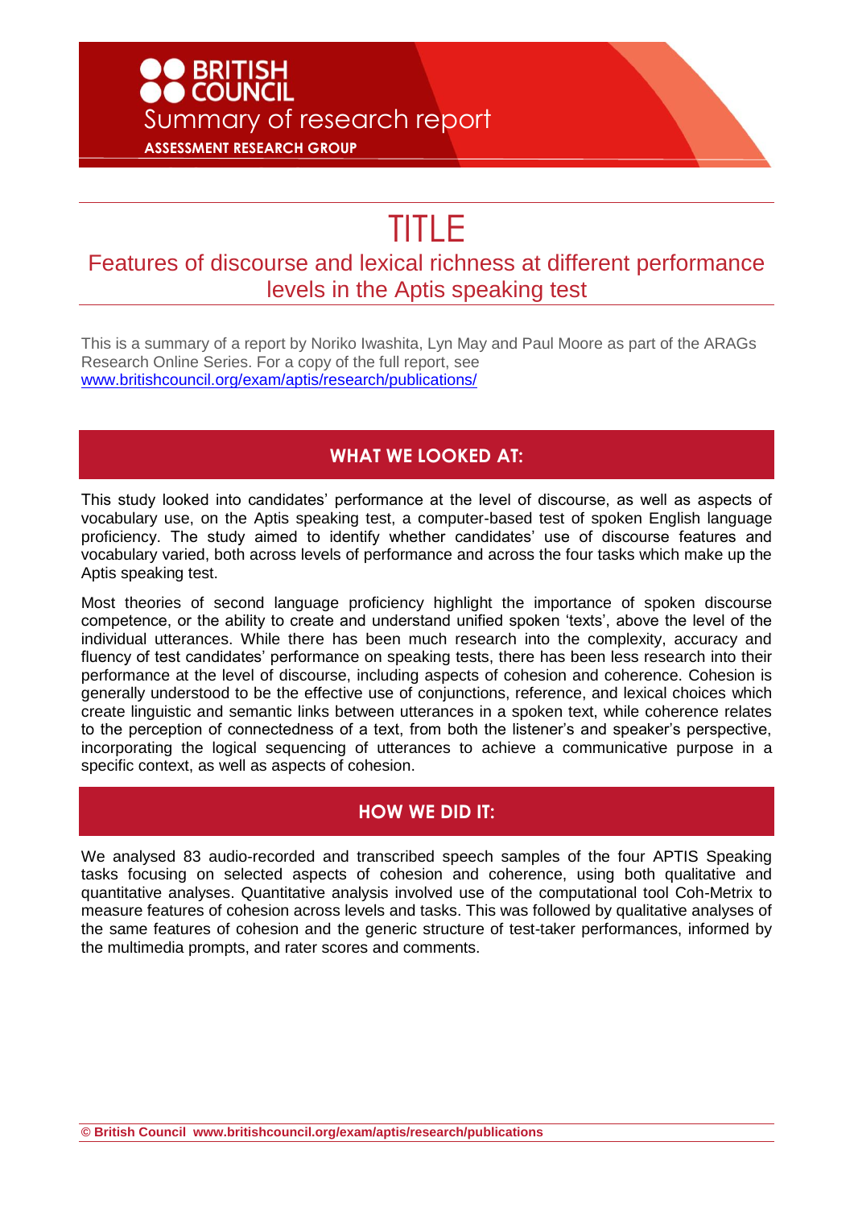BRITISH COUNCIL

Summary of research report

ASSESSMENT RESEARCH GROUP

# TITLE

## Features of discourse and lexical richness at different performance levels in the Aptis speaking test

This is a summary of a report by Noriko Iwashita, Lyn May and Paul Moore as part of the ARAGs Research Online Series. For a copy of the full report, see [www.britishcouncil.org/exam/aptis/research/publications/](www.britishcouncil.org/exam/aptis/research/publications/)

## WHAT WE LOOKED AT:

This study looked into candidates' performance at the level of discourse, as well as aspects of vocabulary use, on the Aptis speaking test, a computer-based test of spoken English language proficiency. The study aimed to identify whether candidates' use of discourse features and vocabulary varied, both across levels of performance and across the four tasks which make up the Aptis speaking test.

Most theories of second language proficiency highlight the importance of spoken discourse competence, or the ability to create and understand unified spoken 'texts', above the level of the individual utterances. While there has been much research into the complexity, accuracy and fluency of test candidates' performance on speaking tests, there has been less research into their performance at the level of discourse, including aspects of cohesion and coherence. Cohesion is generally understood to be the effective use of conjunctions, reference, and lexical choices which create linguistic and semantic links between utterances in a spoken text, while coherence relates to the perception of connectedness of a text, from both the listener's and speaker's perspective, incorporating the logical sequencing of utterances to achieve a communicative purpose in a specific context, as well as aspects of cohesion.

## HOW WE DID IT:

We analysed 83 audio-recorded and transcribed speech samples of the four APTIS Speaking tasks focusing on selected aspects of cohesion and coherence, using both qualitative and quantitative analyses. Quantitative analysis involved use of the computational tool Coh-Metrix to measure features of cohesion across levels and tasks. This was followed by qualitative analyses of the same features of cohesion and the generic structure of test-taker performances, informed by the multimedia prompts, and rater scores and comments.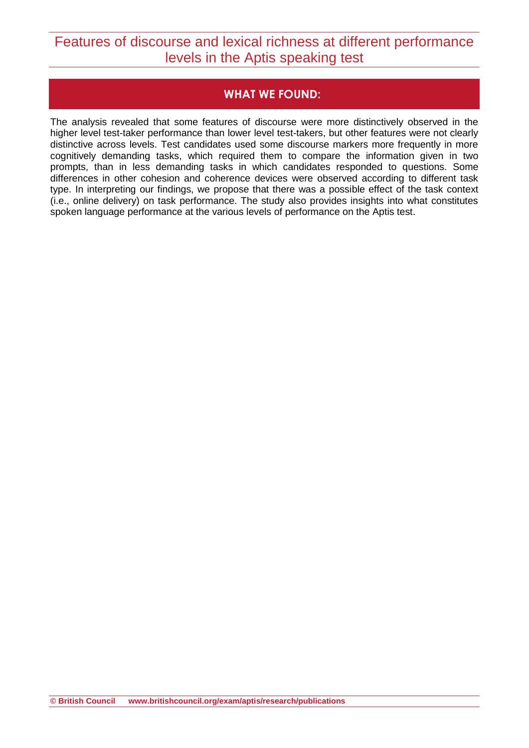# Features of discourse and lexical richness at different performance levels in the Aptis speaking test

## WHAT WE FOUND:

The analysis revealed that some features of discourse were more distinctively observed in the higher level test-taker performance than lower level test-takers, but other features were not clearly distinctive across levels. Test candidates used some discourse markers more frequently in more cognitively demanding tasks, which required them to compare the information given in two prompts, than in less demanding tasks in which candidates responded to questions. Some differences in other cohesion and coherence devices were observed according to different task type. In interpreting our findings, we propose that there was a possible effect of the task context (i.e., online delivery) on task performance. The study also provides insights into what constitutes spoken language performance at the various levels of performance on the Aptis test.